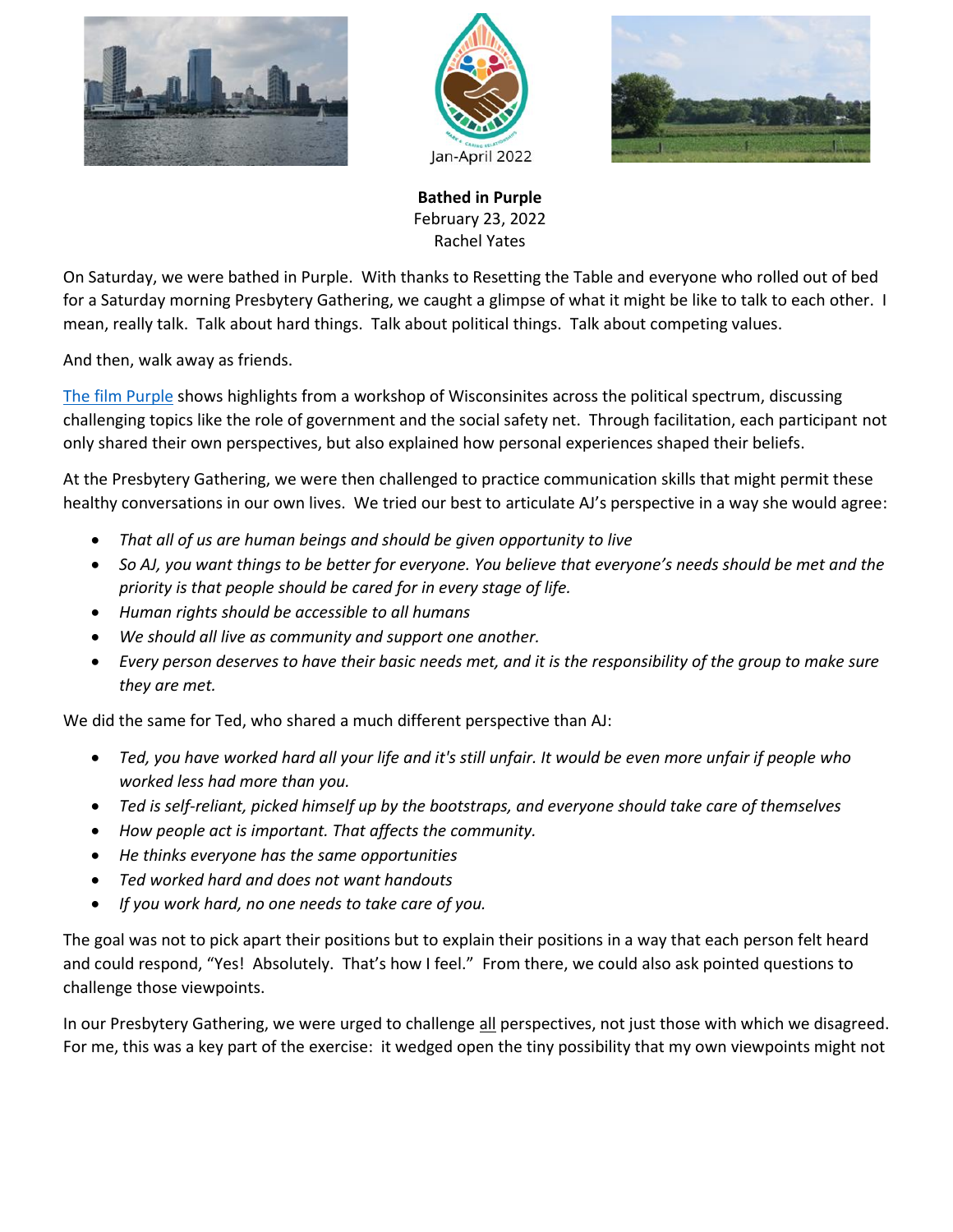Jan-April 2022

**Bathed in Purple**
February 23, 2022
Rachel Yates

On Saturday, we were bathed in Purple. With thanks to Resetting the Table and everyone who rolled out of bed for a Saturday morning Presbytery Gathering, we caught a glimpse of what it might be like to talk to each other. I mean, really talk. Talk about hard things. Talk about political things. Talk about competing values.

And then, walk away as friends.

[The film Purple] shows highlights from a workshop of Wisconsinites across the political spectrum, discussing challenging topics like the role of government and the social safety net. Through facilitation, each participant not only shared their own perspectives, but also explained how personal experiences shaped their beliefs.

At the Presbytery Gathering, we were then challenged to practice communication skills that might permit these healthy conversations in our own lives. We tried our best to articulate AJ's perspective in a way she would agree:

- *That all of us are human beings and should be given opportunity to live*
- *So AJ, you want things to be better for everyone. You believe that everyone's needs should be met and the priority is that people should be cared for in every stage of life.*
- *Human rights should be accessible to all humans*
- *We should all live as community and support one another.*
- *Every person deserves to have their basic needs met, and it is the responsibility of the group to make sure they are met.*

We did the same for Ted, who shared a much different perspective than AJ:

- *Ted, you have worked hard all your life and it's still unfair. It would be even more unfair if people who worked less had more than you.*
- *Ted is self-reliant, picked himself up by the bootstraps, and everyone should take care of themselves*
- *How people act is important. That affects the community.*
- *He thinks everyone has the same opportunities*
- *Ted worked hard and does not want handouts*
- *If you work hard, no one needs to take care of you.*

The goal was not to pick apart their positions but to explain their positions in a way that each person felt heard and could respond, "Yes! Absolutely. That's how I feel." From there, we could also ask pointed questions to challenge those viewpoints.

In our Presbytery Gathering, we were urged to challenge all perspectives, not just those with which we disagreed. For me, this was a key part of the exercise: it wedged open the tiny possibility that my own viewpoints might not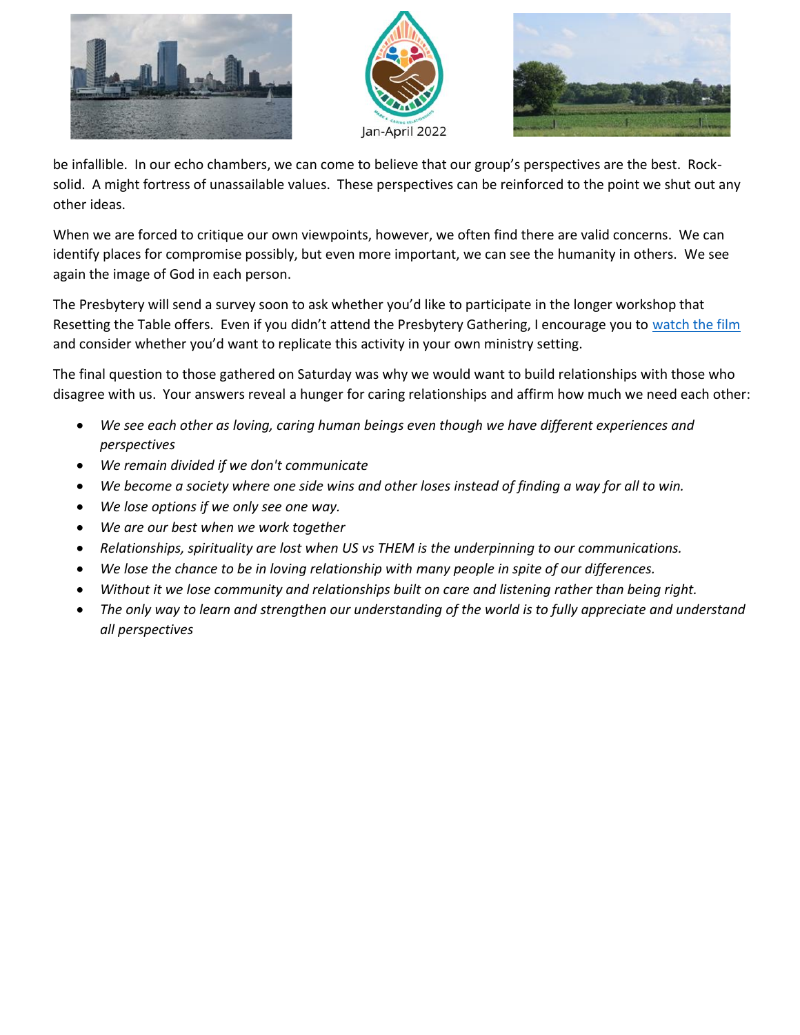be infallible. In our echo chambers, we can come to believe that our group's perspectives are the best. Rock-solid. A might fortress of unassailable values. These perspectives can be reinforced to the point we shut out any other ideas.

When we are forced to critique our own viewpoints, however, we often find there are valid concerns. We can identify places for compromise possibly, but even more important, we can see the humanity in others. We see again the image of God in each person.

The Presbytery will send a survey soon to ask whether you'd like to participate in the longer workshop that Resetting the Table offers. Even if you didn't attend the Presbytery Gathering, I encourage you to watch the film and consider whether you'd want to replicate this activity in your own ministry setting.

The final question to those gathered on Saturday was why we would want to build relationships with those who disagree with us. Your answers reveal a hunger for caring relationships and affirm how much we need each other:

- *We see each other as loving, caring human beings even though we have different experiences and perspectives*
- *We remain divided if we don't communicate*
- *We become a society where one side wins and other loses instead of finding a way for all to win.*
- *We lose options if we only see one way.*
- *We are our best when we work together*
- *Relationships, spirituality are lost when US vs THEM is the underpinning to our communications.*
- *We lose the chance to be in loving relationship with many people in spite of our differences.*
- *Without it we lose community and relationships built on care and listening rather than being right.*
- *The only way to learn and strengthen our understanding of the world is to fully appreciate and understand all perspectives*